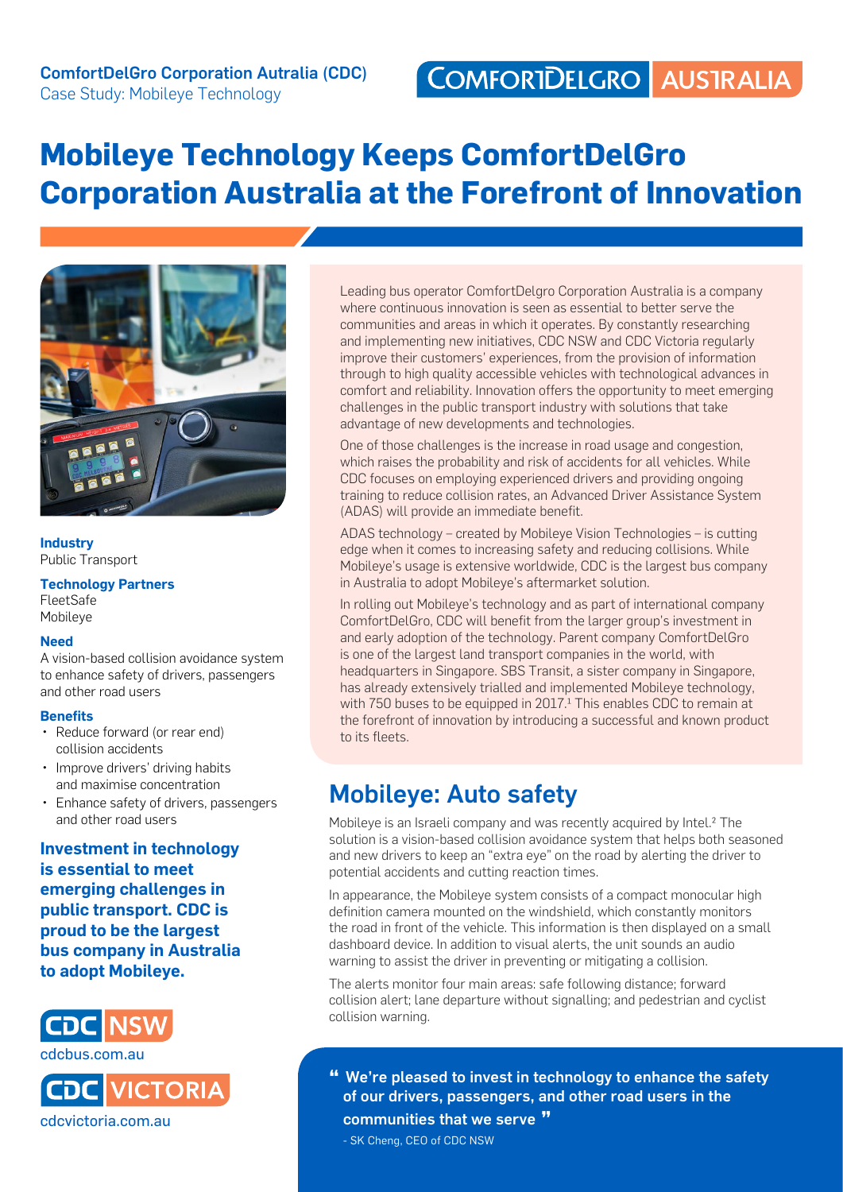**ComfortDelGro Corporation Autralia (CDC)**
Case Study: Mobileye Technology

COMFORTDELGRO AUSTRALIA

# Mobileye Technology Keeps ComfortDelGro Corporation Australia at the Forefront of Innovation

**Industry**
Public Transport

**Technology Partners**
FleetSafe
Mobileye

**Need**
A vision-based collision avoidance system to enhance safety of drivers, passengers and other road users

**Benefits**
- Reduce forward (or rear end) collision accidents
- Improve drivers' driving habits and maximise concentration
- Enhance safety of drivers, passengers and other road users

**Investment in technology is essential to meet emerging challenges in public transport. CDC is proud to be the largest bus company in Australia to adopt Mobileye.**

CDC NSW
cdcbus.com.au

CDC VICTORIA
cdcvictoria.com.au

Leading bus operator ComfortDelgro Corporation Australia is a company where continuous innovation is seen as essential to better serve the communities and areas in which it operates. By constantly researching and implementing new initiatives, CDC NSW and CDC Victoria regularly improve their customers' experiences, from the provision of information through to high quality accessible vehicles with technological advances in comfort and reliability. Innovation offers the opportunity to meet emerging challenges in the public transport industry with solutions that take advantage of new developments and technologies.

One of those challenges is the increase in road usage and congestion, which raises the probability and risk of accidents for all vehicles. While CDC focuses on employing experienced drivers and providing ongoing training to reduce collision rates, an Advanced Driver Assistance System (ADAS) will provide an immediate benefit.

ADAS technology – created by Mobileye Vision Technologies – is cutting edge when it comes to increasing safety and reducing collisions. While Mobileye's usage is extensive worldwide, CDC is the largest bus company in Australia to adopt Mobileye's aftermarket solution.

In rolling out Mobileye's technology and as part of international company ComfortDelGro, CDC will benefit from the larger group's investment in and early adoption of the technology. Parent company ComfortDelGro is one of the largest land transport companies in the world, with headquarters in Singapore. SBS Transit, a sister company in Singapore, has already extensively trialled and implemented Mobileye technology, with 750 buses to be equipped in 2017.[1] This enables CDC to remain at the forefront of innovation by introducing a successful and known product to its fleets.

## Mobileye: Auto safety

Mobileye is an Israeli company and was recently acquired by Intel.[2] The solution is a vision-based collision avoidance system that helps both seasoned and new drivers to keep an "extra eye" on the road by alerting the driver to potential accidents and cutting reaction times.

In appearance, the Mobileye system consists of a compact monocular high definition camera mounted on the windshield, which constantly monitors the road in front of the vehicle. This information is then displayed on a small dashboard device. In addition to visual alerts, the unit sounds an audio warning to assist the driver in preventing or mitigating a collision.

The alerts monitor four main areas: safe following distance; forward collision alert; lane departure without signalling; and pedestrian and cyclist collision warning.

> **"We're pleased to invest in technology to enhance the safety of our drivers, passengers, and other road users in the communities that we serve"**
>
> - SK Cheng, CEO of CDC NSW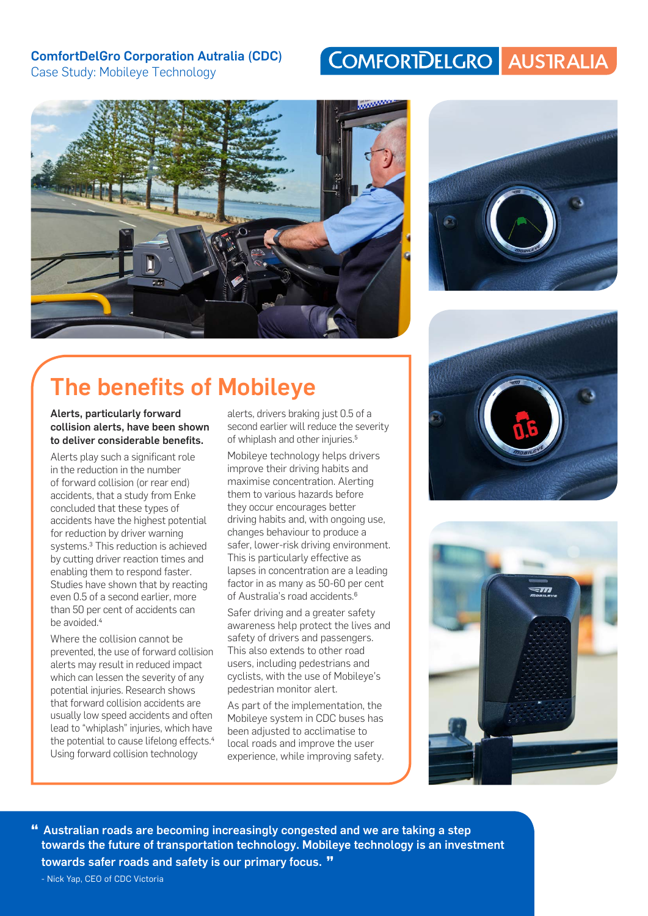**ComfortDelGro Corporation Autralia (CDC)**
Case Study: Mobileye Technology

# The benefits of Mobileye

**Alerts, particularly forward collision alerts, have been shown to deliver considerable benefits.**

Alerts play such a significant role in the reduction in the number of forward collision (or rear end) accidents, that a study from Enke concluded that these types of accidents have the highest potential for reduction by driver warning systems.[3] This reduction is achieved by cutting driver reaction times and enabling them to respond faster. Studies have shown that by reacting even 0.5 of a second earlier, more than 50 per cent of accidents can be avoided.[4]

Where the collision cannot be prevented, the use of forward collision alerts may result in reduced impact which can lessen the severity of any potential injuries. Research shows that forward collision accidents are usually low speed accidents and often lead to "whiplash" injuries, which have the potential to cause lifelong effects.[4] Using forward collision technology alerts, drivers braking just 0.5 of a second earlier will reduce the severity of whiplash and other injuries.[5]

Mobileye technology helps drivers improve their driving habits and maximise concentration. Alerting them to various hazards before they occur encourages better driving habits and, with ongoing use, changes behaviour to produce a safer, lower-risk driving environment. This is particularly effective as lapses in concentration are a leading factor in as many as 50-60 per cent of Australia's road accidents.[6]

Safer driving and a greater safety awareness help protect the lives and safety of drivers and passengers. This also extends to other road users, including pedestrians and cyclists, with the use of Mobileye's pedestrian monitor alert.

As part of the implementation, the Mobileye system in CDC buses has been adjusted to acclimatise to local roads and improve the user experience, while improving safety.

> **"Australian roads are becoming increasingly congested and we are taking a step towards the future of transportation technology. Mobileye technology is an investment towards safer roads and safety is our primary focus."**
>
> \- Nick Yap, CEO of CDC Victoria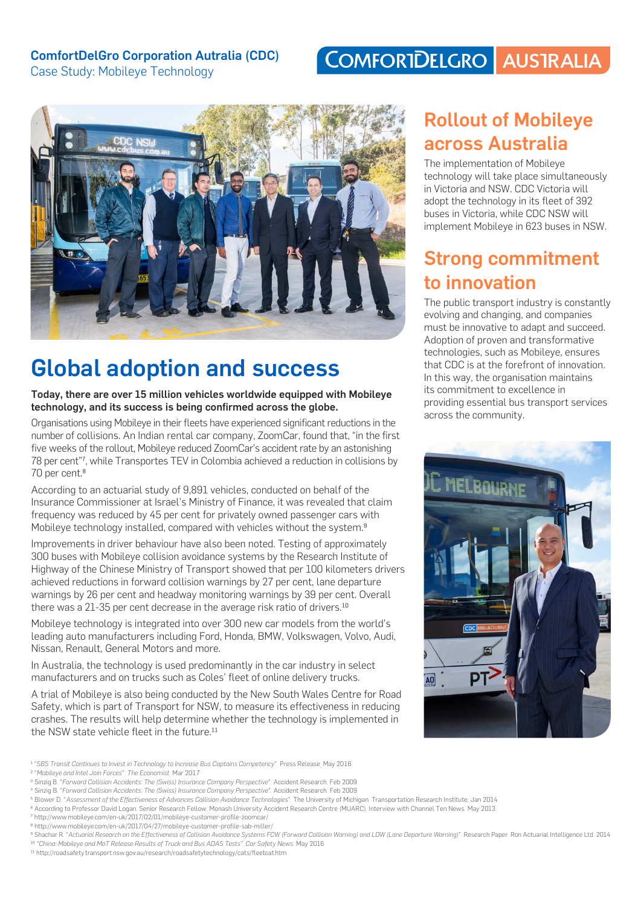**ComfortDelGro Corporation Autralia (CDC)**
Case Study: Mobileye Technology

# Global adoption and success

**Today, there are over 15 million vehicles worldwide equipped with Mobileye technology, and its success is being confirmed across the globe.**

Organisations using Mobileye in their fleets have experienced significant reductions in the number of collisions. An Indian rental car company, ZoomCar, found that, "in the first five weeks of the rollout, Mobileye reduced ZoomCar's accident rate by an astonishing 78 per cent"[7], while Transportes TEV in Colombia achieved a reduction in collisions by 70 per cent.[8]

According to an actuarial study of 9,891 vehicles, conducted on behalf of the Insurance Commissioner at Israel's Ministry of Finance, it was revealed that claim frequency was reduced by 45 per cent for privately owned passenger cars with Mobileye technology installed, compared with vehicles without the system.[9]

Improvements in driver behaviour have also been noted. Testing of approximately 300 buses with Mobileye collision avoidance systems by the Research Institute of Highway of the Chinese Ministry of Transport showed that per 100 kilometers drivers achieved reductions in forward collision warnings by 27 per cent, lane departure warnings by 26 per cent and headway monitoring warnings by 39 per cent. Overall there was a 21-35 per cent decrease in the average risk ratio of drivers.[10]

Mobileye technology is integrated into over 300 new car models from the world's leading auto manufacturers including Ford, Honda, BMW, Volkswagen, Volvo, Audi, Nissan, Renault, General Motors and more.

In Australia, the technology is used predominantly in the car industry in select manufacturers and on trucks such as Coles' fleet of online delivery trucks.

A trial of Mobileye is also being conducted by the New South Wales Centre for Road Safety, which is part of Transport for NSW, to measure its effectiveness in reducing crashes. The results will help determine whether the technology is implemented in the NSW state vehicle fleet in the future.[11]

## Rollout of Mobileye across Australia

The implementation of Mobileye technology will take place simultaneously in Victoria and NSW. CDC Victoria will adopt the technology in its fleet of 392 buses in Victoria, while CDC NSW will implement Mobileye in 623 buses in NSW.

## Strong commitment to innovation

The public transport industry is constantly evolving and changing, and companies must be innovative to adapt and succeed. Adoption of proven and transformative technologies, such as Mobileye, ensures that CDC is at the forefront of innovation. In this way, the organisation maintains its commitment to excellence in providing essential bus transport services across the community.

---

[1] "*SBS Transit Continues to Invest in Technology to Increase Bus Captains Competency*", Press Release, May 2016
[2] "*Mobileye and Intel Join Forces*", *The Economist*, Mar 2017
[3] Sinzig B. "*Forward Collision Accidents: The (Swiss) Insurance Company Perspective*", Accident Research, Feb 2009
[4] Sinzig B. "*Forward Collision Accidents: The (Swiss) Insurance Company Perspective*", Accident Research, Feb 2009
[5] Blower D. "*Assessment of the Effectiveness of Advances Collision Avoidance Technologies*", The University of Michigan, Transportation Research Institute, Jan 2014
[6] According to Professor David Logan, Senior Research Fellow, Monash University Accident Research Centre (MUARC). Interview with Channel Ten News, May 2013
[7] http://www.mobileye.com/en-uk/2017/02/01/mobileye-customer-profile-zoomcar/
[8] http://www.mobileye.com/en-uk/2017/04/27/mobileye-customer-profile-sab-miller/
[9] Shachar R. "*Actuarial Research on the Effectiveness of Collision Avoidance Systems FCW (Forward Collision Warning) and LDW (Lane Departure Warning)*", Research Paper, Ron Actuarial Intelligence Ltd, 2014
[10] "*China: Mobileye and MoT Release Results of Truck and Bus ADAS Tests*", *Car Safety News*, May 2016
[11] http://roadsafety.transport.nsw.gov.au/research/roadsafetytechnology/cats/fleetcat.htm